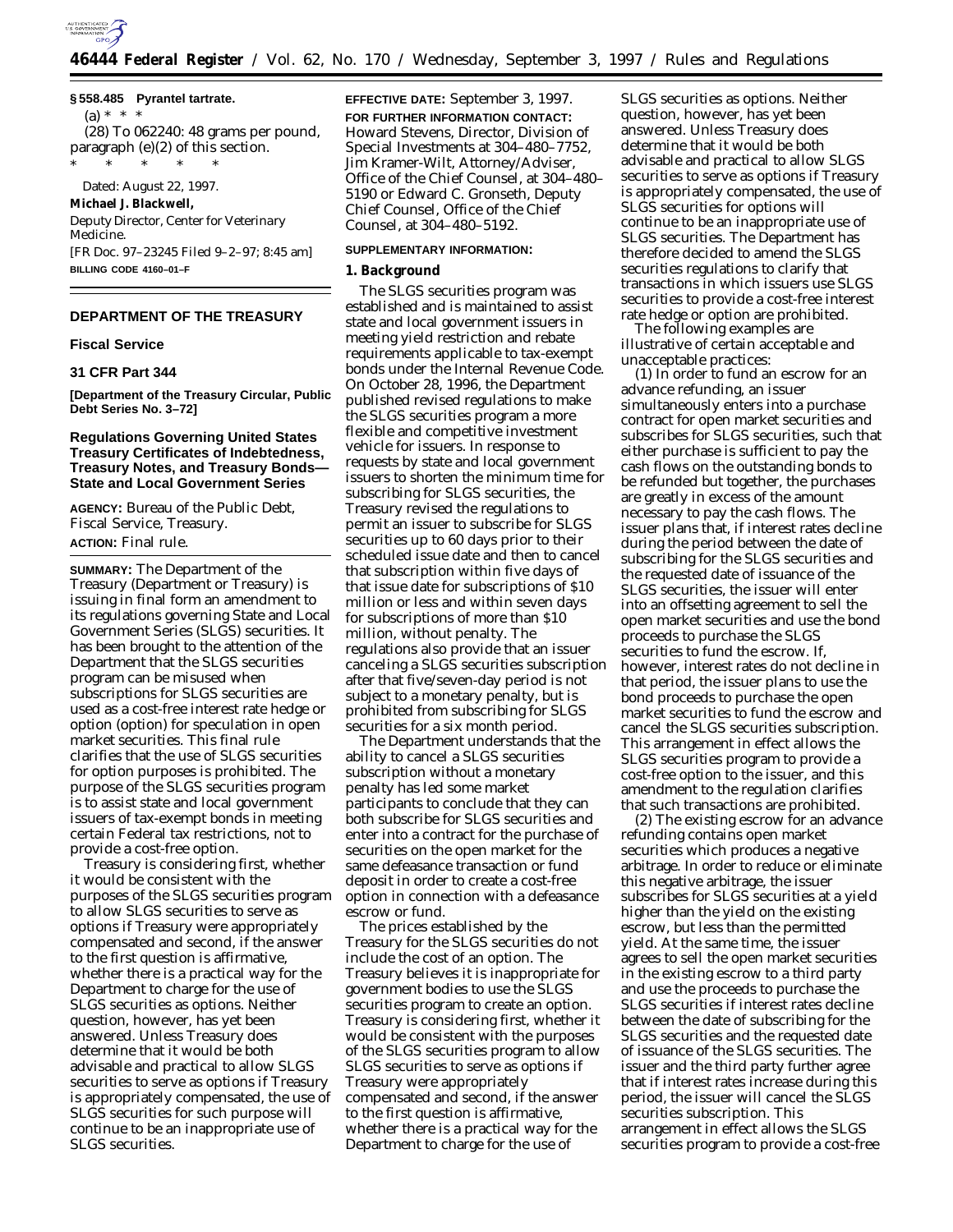**§ 558.485 Pyrantel tartrate.**

(a) * * *

(28) To 062240: 48 grams per pound, paragraph (e)(2) of this section.

\* \* \* \* \*

Dated: August 22, 1997.

**Michael J. Blackwell,**

*Deputy Director, Center for Veterinary Medicine.*

[FR Doc. 97–23245 Filed 9–2–97; 8:45 am]

**BILLING CODE 4160–01–F**

## DEPARTMENT OF THE TREASURY

### Fiscal Service

### 31 CFR Part 344

**[Department of the Treasury Circular, Public Debt Series No. 3–72]**

## Regulations Governing United States Treasury Certificates of Indebtedness, Treasury Notes, and Treasury Bonds—State and Local Government Series

**AGENCY:** Bureau of the Public Debt, Fiscal Service, Treasury.

**ACTION:** Final rule.

**SUMMARY:** The Department of the Treasury (Department or Treasury) is issuing in final form an amendment to its regulations governing State and Local Government Series (SLGS) securities. It has been brought to the attention of the Department that the SLGS securities program can be misused when subscriptions for SLGS securities are used as a cost-free interest rate hedge or option (option) for speculation in open market securities. This final rule clarifies that the use of SLGS securities for option purposes is prohibited. The purpose of the SLGS securities program is to assist state and local government issuers of tax-exempt bonds in meeting certain Federal tax restrictions, not to provide a cost-free option.

Treasury is considering first, whether it would be consistent with the purposes of the SLGS securities program to allow SLGS securities to serve as options if Treasury were appropriately compensated and second, if the answer to the first question is affirmative, whether there is a practical way for the Department to charge for the use of SLGS securities as options. Neither question, however, has yet been answered. Unless Treasury does determine that it would be both advisable and practical to allow SLGS securities to serve as options if Treasury is appropriately compensated, the use of SLGS securities for such purpose will continue to be an inappropriate use of SLGS securities.

**EFFECTIVE DATE:** September 3, 1997.

**FOR FURTHER INFORMATION CONTACT:** Howard Stevens, Director, Division of Special Investments at 304–480–7752, Jim Kramer-Wilt, Attorney/Adviser, Office of the Chief Counsel, at 304–480–5190 or Edward C. Gronseth, Deputy Chief Counsel, Office of the Chief Counsel, at 304–480–5192.

**SUPPLEMENTARY INFORMATION:**

**1. Background**

The SLGS securities program was established and is maintained to assist state and local government issuers in meeting yield restriction and rebate requirements applicable to tax-exempt bonds under the Internal Revenue Code. On October 28, 1996, the Department published revised regulations to make the SLGS securities program a more flexible and competitive investment vehicle for issuers. In response to requests by state and local government issuers to shorten the minimum time for subscribing for SLGS securities, the Treasury revised the regulations to permit an issuer to subscribe for SLGS securities up to 60 days prior to their scheduled issue date and then to cancel that subscription within five days of that issue date for subscriptions of $10 million or less and within seven days for subscriptions of more than $10 million, without penalty. The regulations also provide that an issuer canceling a SLGS securities subscription after that five/seven-day period is not subject to a monetary penalty, but is prohibited from subscribing for SLGS securities for a six month period.

The Department understands that the ability to cancel a SLGS securities subscription without a monetary penalty has led some market participants to conclude that they can both subscribe for SLGS securities and enter into a contract for the purchase of securities on the open market for the same defeasance transaction or fund deposit in order to create a cost-free option in connection with a defeasance escrow or fund.

The prices established by the Treasury for the SLGS securities do not include the cost of an option. The Treasury believes it is inappropriate for government bodies to use the SLGS securities program to create an option. Treasury is considering first, whether it would be consistent with the purposes of the SLGS securities program to allow SLGS securities to serve as options if Treasury were appropriately compensated and second, if the answer to the first question is affirmative, whether there is a practical way for the Department to charge for the use of SLGS securities as options. Neither question, however, has yet been answered. Unless Treasury does determine that it would be both advisable and practical to allow SLGS securities to serve as options if Treasury is appropriately compensated, the use of SLGS securities for options will continue to be an inappropriate use of SLGS securities. The Department has therefore decided to amend the SLGS securities regulations to clarify that transactions in which issuers use SLGS securities to provide a cost-free interest rate hedge or option are prohibited.

The following examples are illustrative of certain acceptable and unacceptable practices:

(1) In order to fund an escrow for an advance refunding, an issuer simultaneously enters into a purchase contract for open market securities and subscribes for SLGS securities, such that either purchase is sufficient to pay the cash flows on the outstanding bonds to be refunded but together, the purchases are greatly in excess of the amount necessary to pay the cash flows. The issuer plans that, if interest rates decline during the period between the date of subscribing for the SLGS securities and the requested date of issuance of the SLGS securities, the issuer will enter into an offsetting agreement to sell the open market securities and use the bond proceeds to purchase the SLGS securities to fund the escrow. If, however, interest rates do not decline in that period, the issuer plans to use the bond proceeds to purchase the open market securities to fund the escrow and cancel the SLGS securities subscription. This arrangement in effect allows the SLGS securities program to provide a cost-free option to the issuer, and this amendment to the regulation clarifies that such transactions are prohibited.

(2) The existing escrow for an advance refunding contains open market securities which produces a negative arbitrage. In order to reduce or eliminate this negative arbitrage, the issuer subscribes for SLGS securities at a yield higher than the yield on the existing escrow, but less than the permitted yield. At the same time, the issuer agrees to sell the open market securities in the existing escrow to a third party and use the proceeds to purchase the SLGS securities if interest rates decline between the date of subscribing for the SLGS securities and the requested date of issuance of the SLGS securities. The issuer and the third party further agree that if interest rates increase during this period, the issuer will cancel the SLGS securities subscription. This arrangement in effect allows the SLGS securities program to provide a cost-free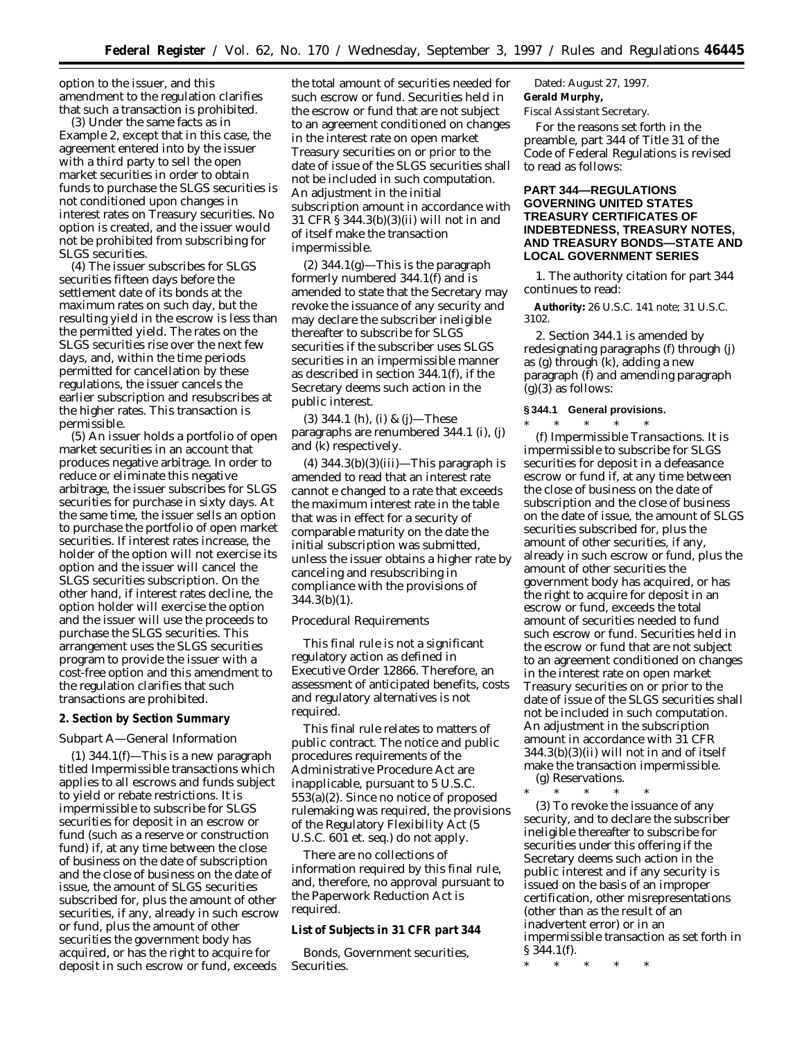option to the issuer, and this amendment to the regulation clarifies that such a transaction is prohibited.

(3) Under the same facts as in Example 2, except that in this case, the agreement entered into by the issuer with a third party to sell the open market securities in order to obtain funds to purchase the SLGS securities is not conditioned upon changes in interest rates on Treasury securities. No option is created, and the issuer would not be prohibited from subscribing for SLGS securities.

(4) The issuer subscribes for SLGS securities fifteen days before the settlement date of its bonds at the maximum rates on such day, but the resulting yield in the escrow is less than the permitted yield. The rates on the SLGS securities rise over the next few days, and, within the time periods permitted for cancellation by these regulations, the issuer cancels the earlier subscription and resubscribes at the higher rates. This transaction is permissible.

(5) An issuer holds a portfolio of open market securities in an account that produces negative arbitrage. In order to reduce or eliminate this negative arbitrage, the issuer subscribes for SLGS securities for purchase in sixty days. At the same time, the issuer sells an option to purchase the portfolio of open market securities. If interest rates increase, the holder of the option will not exercise its option and the issuer will cancel the SLGS securities subscription. On the other hand, if interest rates decline, the option holder will exercise the option and the issuer will use the proceeds to purchase the SLGS securities. This arrangement uses the SLGS securities program to provide the issuer with a cost-free option and this amendment to the regulation clarifies that such transactions are prohibited.

**2. Section by Section Summary**

*Subpart A—General Information*

(1) 344.1(f)—This is a new paragraph titled Impermissible transactions which applies to all escrows and funds subject to yield or rebate restrictions. It is impermissible to subscribe for SLGS securities for deposit in an escrow or fund (such as a reserve or construction fund) if, at any time between the close of business on the date of subscription and the close of business on the date of issue, the amount of SLGS securities subscribed for, plus the amount of other securities, if any, already in such escrow or fund, plus the amount of other securities the government body has acquired, or has the right to acquire for deposit in such escrow or fund, exceeds the total amount of securities needed for such escrow or fund. Securities held in the escrow or fund that are not subject to an agreement conditioned on changes in the interest rate on open market Treasury securities on or prior to the date of issue of the SLGS securities shall not be included in such computation. An adjustment in the initial subscription amount in accordance with 31 CFR § 344.3(b)(3)(ii) will not in and of itself make the transaction impermissible.

(2) 344.1(g)—This is the paragraph formerly numbered 344.1(f) and is amended to state that the Secretary may revoke the issuance of any security and may declare the subscriber ineligible thereafter to subscribe for SLGS securities if the subscriber uses SLGS securities in an impermissible manner as described in section 344.1(f), if the Secretary deems such action in the public interest.

(3) 344.1 (h), (i) & (j)—These paragraphs are renumbered 344.1 (i), (j) and (k) respectively.

(4) 344.3(b)(3)(iii)—This paragraph is amended to read that an interest rate cannot e changed to a rate that exceeds the maximum interest rate in the table that was in effect for a security of comparable maturity on the date the initial subscription was submitted, unless the issuer obtains a higher rate by canceling and resubscribing in compliance with the provisions of 344.3(b)(1).

*Procedural Requirements*

This final rule is not a significant regulatory action as defined in Executive Order 12866. Therefore, an assessment of anticipated benefits, costs and regulatory alternatives is not required.

This final rule relates to matters of public contract. The notice and public procedures requirements of the Administrative Procedure Act are inapplicable, pursuant to 5 U.S.C. 553(a)(2). Since no notice of proposed rulemaking was required, the provisions of the Regulatory Flexibility Act (5 U.S.C. 601 et. seq.) do not apply.

There are no collections of information required by this final rule, and, therefore, no approval pursuant to the Paperwork Reduction Act is required.

**List of Subjects in 31 CFR part 344**

Bonds, Government securities, Securities.

Dated: August 27, 1997.

**Gerald Murphy,**

*Fiscal Assistant Secretary.*

For the reasons set forth in the preamble, part 344 of Title 31 of the Code of Federal Regulations is revised to read as follows:

**PART 344—REGULATIONS GOVERNING UNITED STATES TREASURY CERTIFICATES OF INDEBTEDNESS, TREASURY NOTES, AND TREASURY BONDS—STATE AND LOCAL GOVERNMENT SERIES**

1. The authority citation for part 344 continues to read:

**Authority:** 26 U.S.C. 141 note; 31 U.S.C. 3102.

2. Section 344.1 is amended by redesignating paragraphs (f) through (j) as (g) through (k), adding a new paragraph (f) and amending paragraph (g)(3) as follows:

**§ 344.1 General provisions.**

\* \* \* \* \*

(f) *Impermissible Transactions.* It is impermissible to subscribe for SLGS securities for deposit in a defeasance escrow or fund if, at any time between the close of business on the date of subscription and the close of business on the date of issue, the amount of SLGS securities subscribed for, plus the amount of other securities, if any, already in such escrow or fund, plus the amount of other securities the government body has acquired, or has the right to acquire for deposit in an escrow or fund, exceeds the total amount of securities needed to fund such escrow or fund. Securities held in the escrow or fund that are not subject to an agreement conditioned on changes in the interest rate on open market Treasury securities on or prior to the date of issue of the SLGS securities shall not be included in such computation. An adjustment in the subscription amount in accordance with 31 CFR 344.3(b)(3)(ii) will not in and of itself make the transaction impermissible.

(g) *Reservations.*

\* \* \* \* \*

(3) To revoke the issuance of any security, and to declare the subscriber ineligible thereafter to subscribe for securities under this offering if the Secretary deems such action in the public interest and if any security is issued on the basis of an improper certification, other misrepresentations (other than as the result of an inadvertent error) or in an impermissible transaction as set forth in § 344.1(f).

\* \* \* \* \*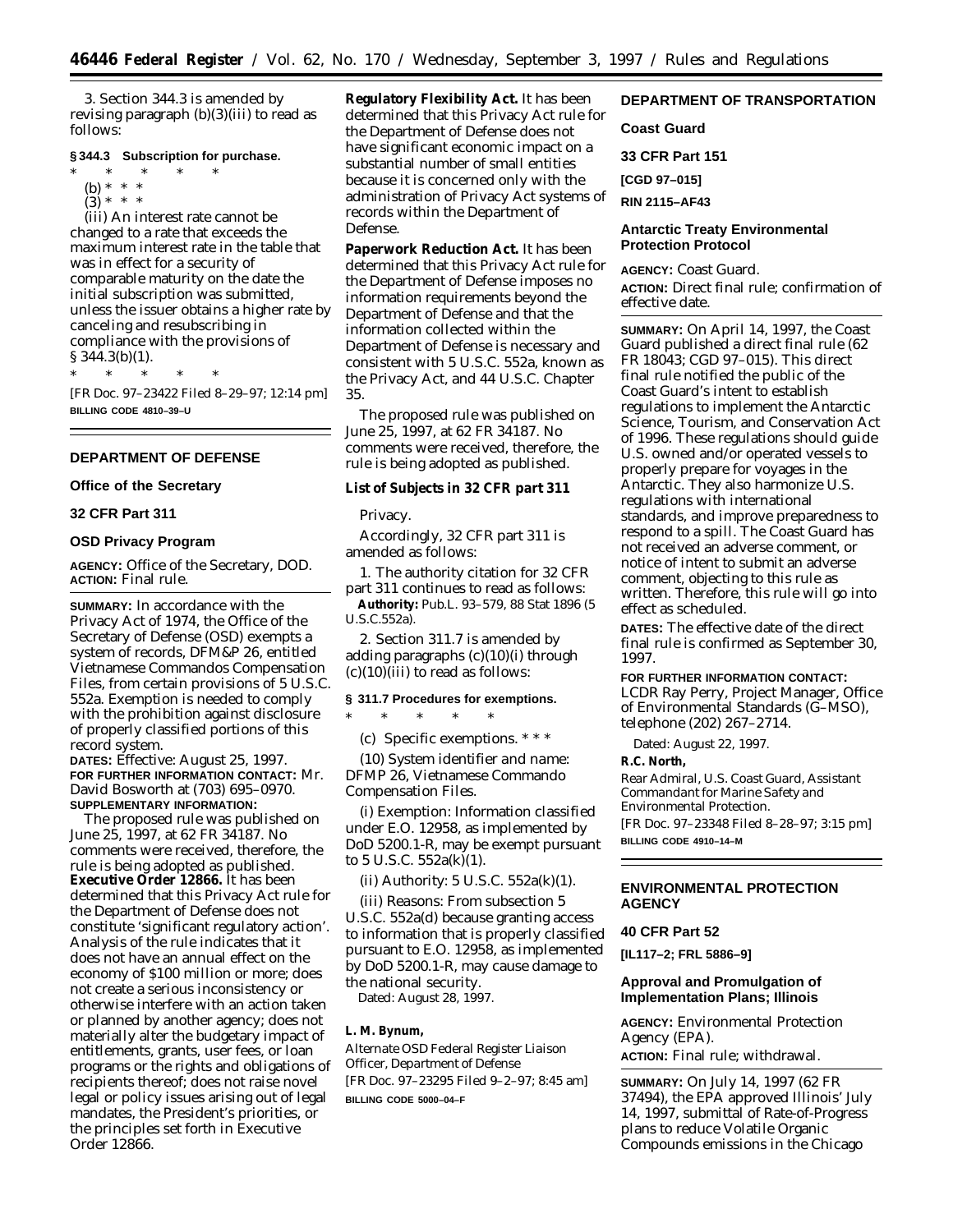3. Section 344.3 is amended by revising paragraph (b)(3)(iii) to read as follows:

**§ 344.3 Subscription for purchase.**

\* \* \* \* \*

(b) \* \* \*

(3) \* \* \*

(iii) An interest rate cannot be changed to a rate that exceeds the maximum interest rate in the table that was in effect for a security of comparable maturity on the date the initial subscription was submitted, unless the issuer obtains a higher rate by canceling and resubscribing in compliance with the provisions of § 344.3(b)(1).

\* \* \* \* \*

[FR Doc. 97–23422 Filed 8–29–97; 12:14 pm]

**BILLING CODE 4810–39–U**

---

## DEPARTMENT OF DEFENSE

### Office of the Secretary

### 32 CFR Part 311

### OSD Privacy Program

**AGENCY:** Office of the Secretary, DOD.

**ACTION:** Final rule.

**SUMMARY:** In accordance with the Privacy Act of 1974, the Office of the Secretary of Defense (OSD) exempts a system of records, DFM&P 26, entitled Vietnamese Commandos Compensation Files, from certain provisions of 5 U.S.C. 552a. Exemption is needed to comply with the prohibition against disclosure of properly classified portions of this record system.

**DATES:** Effective: August 25, 1997.

**FOR FURTHER INFORMATION CONTACT:** Mr. David Bosworth at (703) 695–0970.

**SUPPLEMENTARY INFORMATION:**

The proposed rule was published on June 25, 1997, at 62 FR 34187. No comments were received, therefore, the rule is being adopted as published.

**Executive Order 12866.** It has been determined that this Privacy Act rule for the Department of Defense does not constitute 'significant regulatory action'. Analysis of the rule indicates that it does not have an annual effect on the economy of $100 million or more; does not create a serious inconsistency or otherwise interfere with an action taken or planned by another agency; does not materially alter the budgetary impact of entitlements, grants, user fees, or loan programs or the rights and obligations of recipients thereof; does not raise novel legal or policy issues arising out of legal mandates, the President's priorities, or the principles set forth in Executive Order 12866.

**Regulatory Flexibility Act.** It has been determined that this Privacy Act rule for the Department of Defense does not have significant economic impact on a substantial number of small entities because it is concerned only with the administration of Privacy Act systems of records within the Department of Defense.

**Paperwork Reduction Act.** It has been determined that this Privacy Act rule for the Department of Defense imposes no information requirements beyond the Department of Defense and that the information collected within the Department of Defense is necessary and consistent with 5 U.S.C. 552a, known as the Privacy Act, and 44 U.S.C. Chapter 35.

The proposed rule was published on June 25, 1997, at 62 FR 34187. No comments were received, therefore, the rule is being adopted as published.

**List of Subjects in 32 CFR part 311**

Privacy.

Accordingly, 32 CFR part 311 is amended as follows:

1. The authority citation for 32 CFR part 311 continues to read as follows:

**Authority:** Pub.L. 93–579, 88 Stat 1896 (5 U.S.C.552a).

2. Section 311.7 is amended by adding paragraphs (c)(10)(i) through (c)(10)(iii) to read as follows:

**§ 311.7 Procedures for exemptions.**

\* \* \* \* \*

(c) *Specific exemptions.* \* \* \*

(10) System identifier and name: DFMP 26, Vietnamese Commando Compensation Files.

(i) Exemption: Information classified under E.O. 12958, as implemented by DoD 5200.1-R, may be exempt pursuant to 5 U.S.C. 552a(k)(1).

(ii) Authority: 5 U.S.C. 552a(k)(1).

(iii) Reasons: From subsection 5 U.S.C. 552a(d) because granting access to information that is properly classified pursuant to E.O. 12958, as implemented by DoD 5200.1-R, may cause damage to the national security.

Dated: August 28, 1997.

**L. M. Bynum,**

*Alternate OSD Federal Register Liaison Officer, Department of Defense*

[FR Doc. 97–23295 Filed 9–2–97; 8:45 am]

**BILLING CODE 5000–04–F**

---

## DEPARTMENT OF TRANSPORTATION

### Coast Guard

### 33 CFR Part 151

**[CGD 97–015]**

**RIN 2115–AF43**

### Antarctic Treaty Environmental Protection Protocol

**AGENCY:** Coast Guard.

**ACTION:** Direct final rule; confirmation of effective date.

**SUMMARY:** On April 14, 1997, the Coast Guard published a direct final rule (62 FR 18043; CGD 97–015). This direct final rule notified the public of the Coast Guard's intent to establish regulations to implement the Antarctic Science, Tourism, and Conservation Act of 1996. These regulations should guide U.S. owned and/or operated vessels to properly prepare for voyages in the Antarctic. They also harmonize U.S. regulations with international standards, and improve preparedness to respond to a spill. The Coast Guard has not received an adverse comment, or notice of intent to submit an adverse comment, objecting to this rule as written. Therefore, this rule will go into effect as scheduled.

**DATES:** The effective date of the direct final rule is confirmed as September 30, 1997.

**FOR FURTHER INFORMATION CONTACT:** LCDR Ray Perry, Project Manager, Office of Environmental Standards (G–MSO), telephone (202) 267–2714.

Dated: August 22, 1997.

**R.C. North,**

*Rear Admiral, U.S. Coast Guard, Assistant Commandant for Marine Safety and Environmental Protection.*

[FR Doc. 97–23348 Filed 8–28–97; 3:15 pm]

**BILLING CODE 4910–14–M**

---

## ENVIRONMENTAL PROTECTION AGENCY

### 40 CFR Part 52

**[IL117–2; FRL 5886–9]**

### Approval and Promulgation of Implementation Plans; Illinois

**AGENCY:** Environmental Protection Agency (EPA).

**ACTION:** Final rule; withdrawal.

**SUMMARY:** On July 14, 1997 (62 FR 37494), the EPA approved Illinois' July 14, 1997, submittal of Rate-of-Progress plans to reduce Volatile Organic Compounds emissions in the Chicago